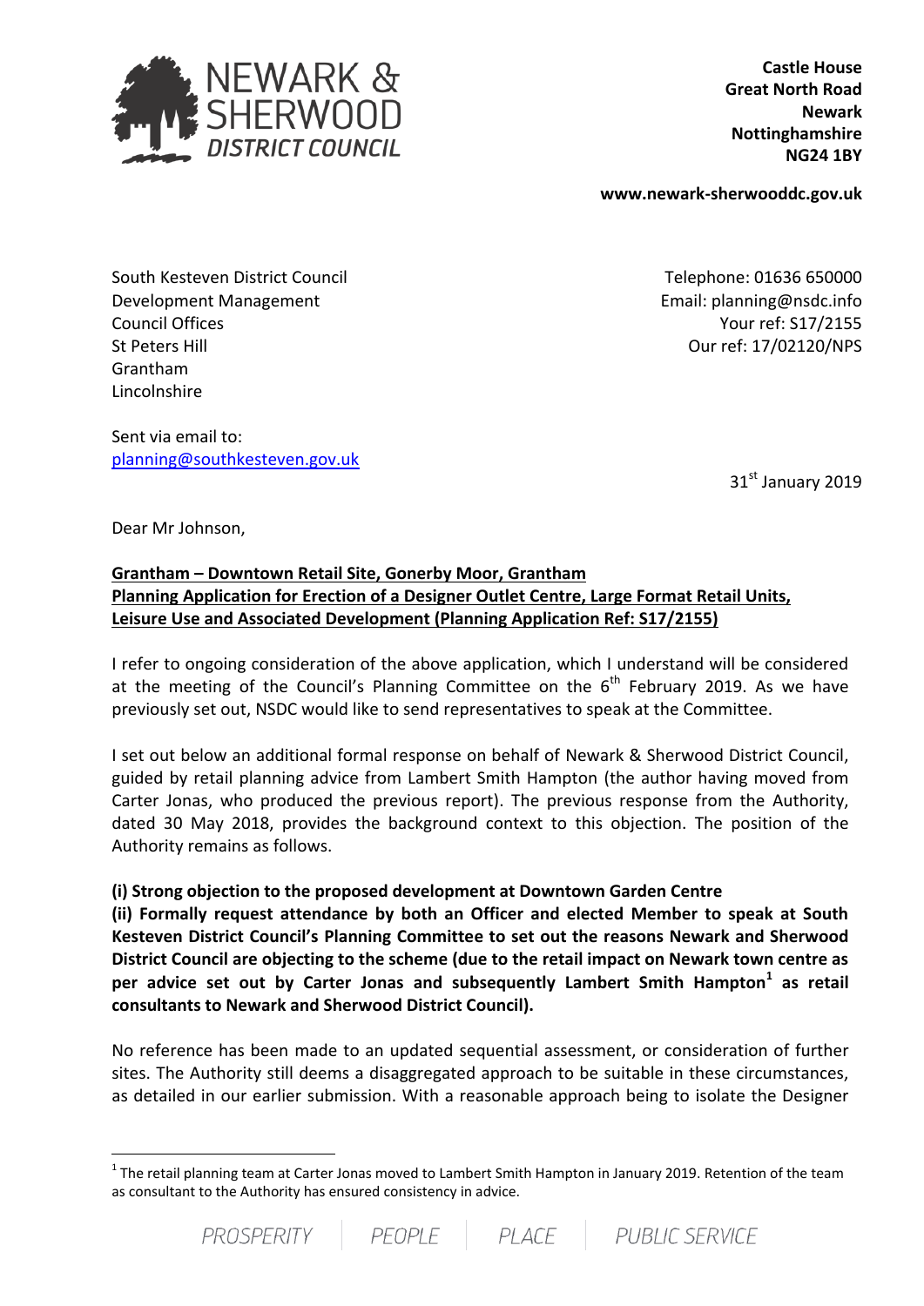NEWARK & SHERWOOD DISTRICT COUNCIL

**Castle House**
**Great North Road**
**Newark**
**Nottinghamshire**
**NG24 1BY**

**www.newark-sherwooddc.gov.uk**

South Kesteven District Council
Development Management
Council Offices
St Peters Hill
Grantham
Lincolnshire

Telephone: 01636 650000
Email: planning@nsdc.info
Your ref: S17/2155
Our ref: 17/02120/NPS

Sent via email to:
[planning@southkesteven.gov.uk](mailto:planning@southkesteven.gov.uk)

31st January 2019

Dear Mr Johnson,

**Grantham – Downtown Retail Site, Gonerby Moor, Grantham**
**Planning Application for Erection of a Designer Outlet Centre, Large Format Retail Units, Leisure Use and Associated Development (Planning Application Ref: S17/2155)**

I refer to ongoing consideration of the above application, which I understand will be considered at the meeting of the Council's Planning Committee on the 6th February 2019. As we have previously set out, NSDC would like to send representatives to speak at the Committee.

I set out below an additional formal response on behalf of Newark & Sherwood District Council, guided by retail planning advice from Lambert Smith Hampton (the author having moved from Carter Jonas, who produced the previous report). The previous response from the Authority, dated 30 May 2018, provides the background context to this objection. The position of the Authority remains as follows.

**(i) Strong objection to the proposed development at Downtown Garden Centre**
**(ii) Formally request attendance by both an Officer and elected Member to speak at South Kesteven District Council's Planning Committee to set out the reasons Newark and Sherwood District Council are objecting to the scheme (due to the retail impact on Newark town centre as per advice set out by Carter Jonas and subsequently Lambert Smith Hampton[1] as retail consultants to Newark and Sherwood District Council).**

No reference has been made to an updated sequential assessment, or consideration of further sites. The Authority still deems a disaggregated approach to be suitable in these circumstances, as detailed in our earlier submission. With a reasonable approach being to isolate the Designer

[1] The retail planning team at Carter Jonas moved to Lambert Smith Hampton in January 2019. Retention of the team as consultant to the Authority has ensured consistency in advice.

PROSPERITY | PEOPLE | PLACE | PUBLIC SERVICE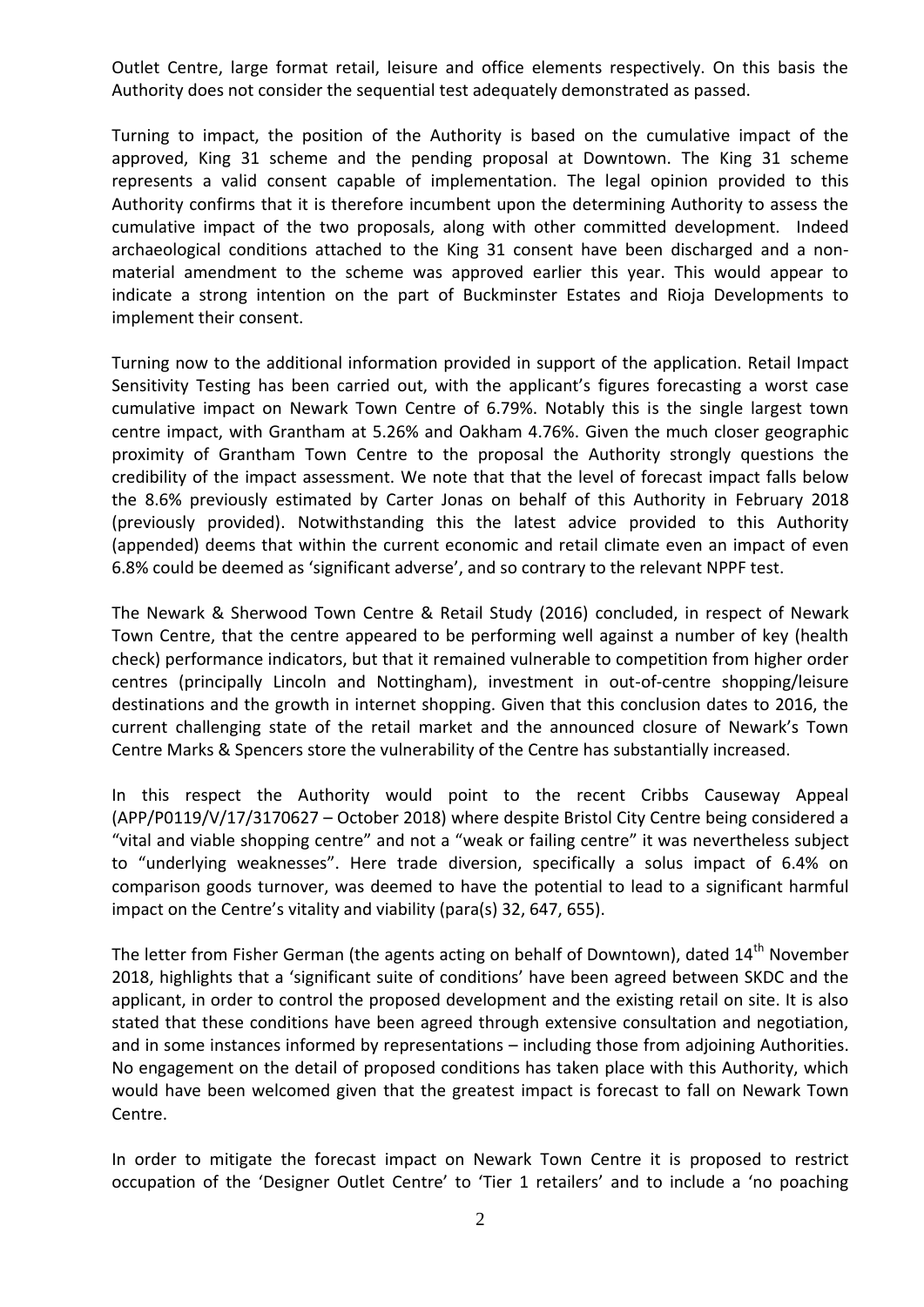Outlet Centre, large format retail, leisure and office elements respectively. On this basis the Authority does not consider the sequential test adequately demonstrated as passed.

Turning to impact, the position of the Authority is based on the cumulative impact of the approved, King 31 scheme and the pending proposal at Downtown. The King 31 scheme represents a valid consent capable of implementation. The legal opinion provided to this Authority confirms that it is therefore incumbent upon the determining Authority to assess the cumulative impact of the two proposals, along with other committed development. Indeed archaeological conditions attached to the King 31 consent have been discharged and a non-material amendment to the scheme was approved earlier this year. This would appear to indicate a strong intention on the part of Buckminster Estates and Rioja Developments to implement their consent.

Turning now to the additional information provided in support of the application. Retail Impact Sensitivity Testing has been carried out, with the applicant's figures forecasting a worst case cumulative impact on Newark Town Centre of 6.79%. Notably this is the single largest town centre impact, with Grantham at 5.26% and Oakham 4.76%. Given the much closer geographic proximity of Grantham Town Centre to the proposal the Authority strongly questions the credibility of the impact assessment. We note that that the level of forecast impact falls below the 8.6% previously estimated by Carter Jonas on behalf of this Authority in February 2018 (previously provided). Notwithstanding this the latest advice provided to this Authority (appended) deems that within the current economic and retail climate even an impact of even 6.8% could be deemed as 'significant adverse', and so contrary to the relevant NPPF test.

The Newark & Sherwood Town Centre & Retail Study (2016) concluded, in respect of Newark Town Centre, that the centre appeared to be performing well against a number of key (health check) performance indicators, but that it remained vulnerable to competition from higher order centres (principally Lincoln and Nottingham), investment in out-of-centre shopping/leisure destinations and the growth in internet shopping. Given that this conclusion dates to 2016, the current challenging state of the retail market and the announced closure of Newark's Town Centre Marks & Spencers store the vulnerability of the Centre has substantially increased.

In this respect the Authority would point to the recent Cribbs Causeway Appeal (APP/P0119/V/17/3170627 – October 2018) where despite Bristol City Centre being considered a "vital and viable shopping centre" and not a "weak or failing centre" it was nevertheless subject to "underlying weaknesses". Here trade diversion, specifically a solus impact of 6.4% on comparison goods turnover, was deemed to have the potential to lead to a significant harmful impact on the Centre's vitality and viability (para(s) 32, 647, 655).

The letter from Fisher German (the agents acting on behalf of Downtown), dated 14th November 2018, highlights that a 'significant suite of conditions' have been agreed between SKDC and the applicant, in order to control the proposed development and the existing retail on site. It is also stated that these conditions have been agreed through extensive consultation and negotiation, and in some instances informed by representations – including those from adjoining Authorities. No engagement on the detail of proposed conditions has taken place with this Authority, which would have been welcomed given that the greatest impact is forecast to fall on Newark Town Centre.

In order to mitigate the forecast impact on Newark Town Centre it is proposed to restrict occupation of the 'Designer Outlet Centre' to 'Tier 1 retailers' and to include a 'no poaching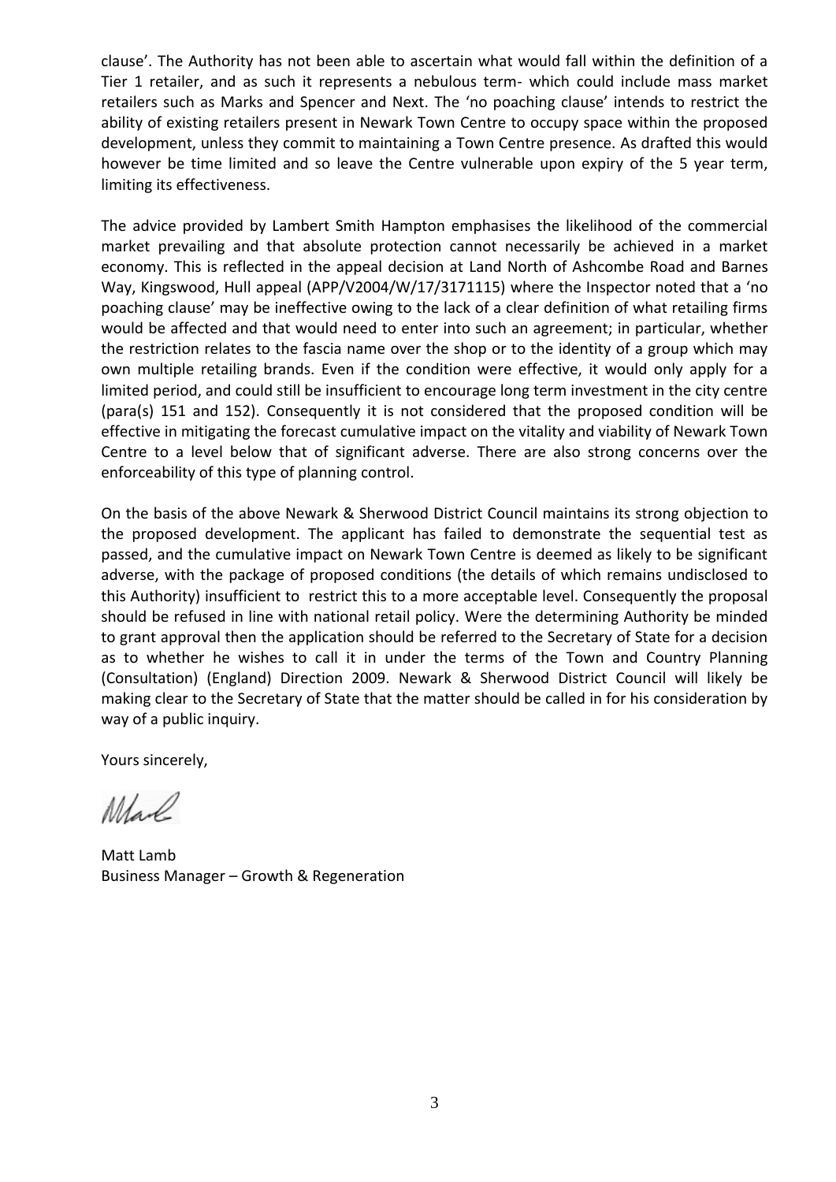clause'. The Authority has not been able to ascertain what would fall within the definition of a Tier 1 retailer, and as such it represents a nebulous term- which could include mass market retailers such as Marks and Spencer and Next. The 'no poaching clause' intends to restrict the ability of existing retailers present in Newark Town Centre to occupy space within the proposed development, unless they commit to maintaining a Town Centre presence. As drafted this would however be time limited and so leave the Centre vulnerable upon expiry of the 5 year term, limiting its effectiveness.

The advice provided by Lambert Smith Hampton emphasises the likelihood of the commercial market prevailing and that absolute protection cannot necessarily be achieved in a market economy. This is reflected in the appeal decision at Land North of Ashcombe Road and Barnes Way, Kingswood, Hull appeal (APP/V2004/W/17/3171115) where the Inspector noted that a 'no poaching clause' may be ineffective owing to the lack of a clear definition of what retailing firms would be affected and that would need to enter into such an agreement; in particular, whether the restriction relates to the fascia name over the shop or to the identity of a group which may own multiple retailing brands. Even if the condition were effective, it would only apply for a limited period, and could still be insufficient to encourage long term investment in the city centre (para(s) 151 and 152). Consequently it is not considered that the proposed condition will be effective in mitigating the forecast cumulative impact on the vitality and viability of Newark Town Centre to a level below that of significant adverse. There are also strong concerns over the enforceability of this type of planning control.

On the basis of the above Newark & Sherwood District Council maintains its strong objection to the proposed development. The applicant has failed to demonstrate the sequential test as passed, and the cumulative impact on Newark Town Centre is deemed as likely to be significant adverse, with the package of proposed conditions (the details of which remains undisclosed to this Authority) insufficient to restrict this to a more acceptable level. Consequently the proposal should be refused in line with national retail policy. Were the determining Authority be minded to grant approval then the application should be referred to the Secretary of State for a decision as to whether he wishes to call it in under the terms of the Town and Country Planning (Consultation) (England) Direction 2009. Newark & Sherwood District Council will likely be making clear to the Secretary of State that the matter should be called in for his consideration by way of a public inquiry.

Yours sincerely,

Matt Lamb
Business Manager – Growth & Regeneration